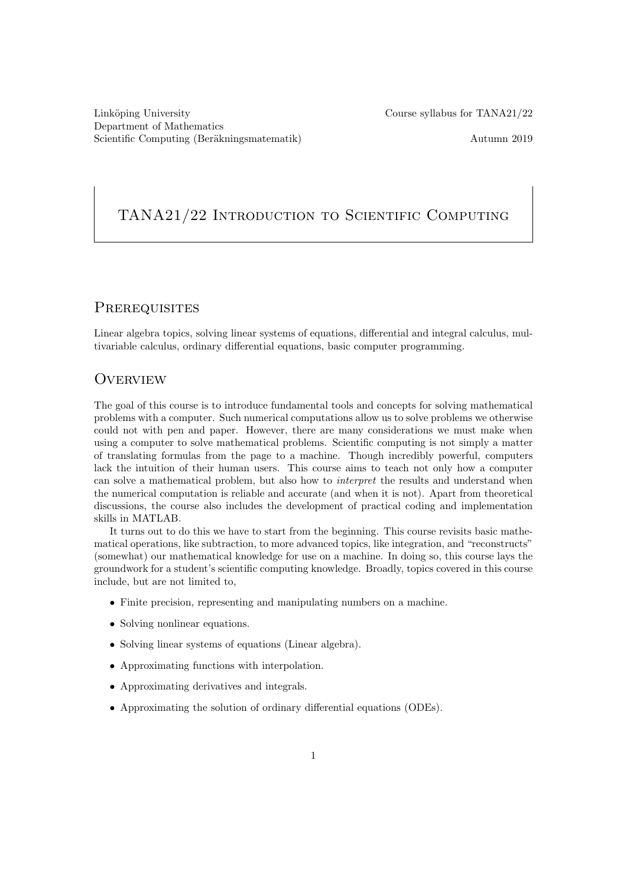Linköping University
Department of Mathematics
Scientific Computing (Beräkningsmatematik)

Course syllabus for TANA21/22

Autumn 2019

# TANA21/22 Introduction to Scientific Computing

## Prerequisites

Linear algebra topics, solving linear systems of equations, differential and integral calculus, multivariable calculus, ordinary differential equations, basic computer programming.

## Overview

The goal of this course is to introduce fundamental tools and concepts for solving mathematical problems with a computer. Such numerical computations allow us to solve problems we otherwise could not with pen and paper. However, there are many considerations we must make when using a computer to solve mathematical problems. Scientific computing is not simply a matter of translating formulas from the page to a machine. Though incredibly powerful, computers lack the intuition of their human users. This course aims to teach not only how a computer can solve a mathematical problem, but also how to *interpret* the results and understand when the numerical computation is reliable and accurate (and when it is not). Apart from theoretical discussions, the course also includes the development of practical coding and implementation skills in MATLAB.

It turns out to do this we have to start from the beginning. This course revisits basic mathematical operations, like subtraction, to more advanced topics, like integration, and "reconstructs" (somewhat) our mathematical knowledge for use on a machine. In doing so, this course lays the groundwork for a student's scientific computing knowledge. Broadly, topics covered in this course include, but are not limited to,

- Finite precision, representing and manipulating numbers on a machine.
- Solving nonlinear equations.
- Solving linear systems of equations (Linear algebra).
- Approximating functions with interpolation.
- Approximating derivatives and integrals.
- Approximating the solution of ordinary differential equations (ODEs).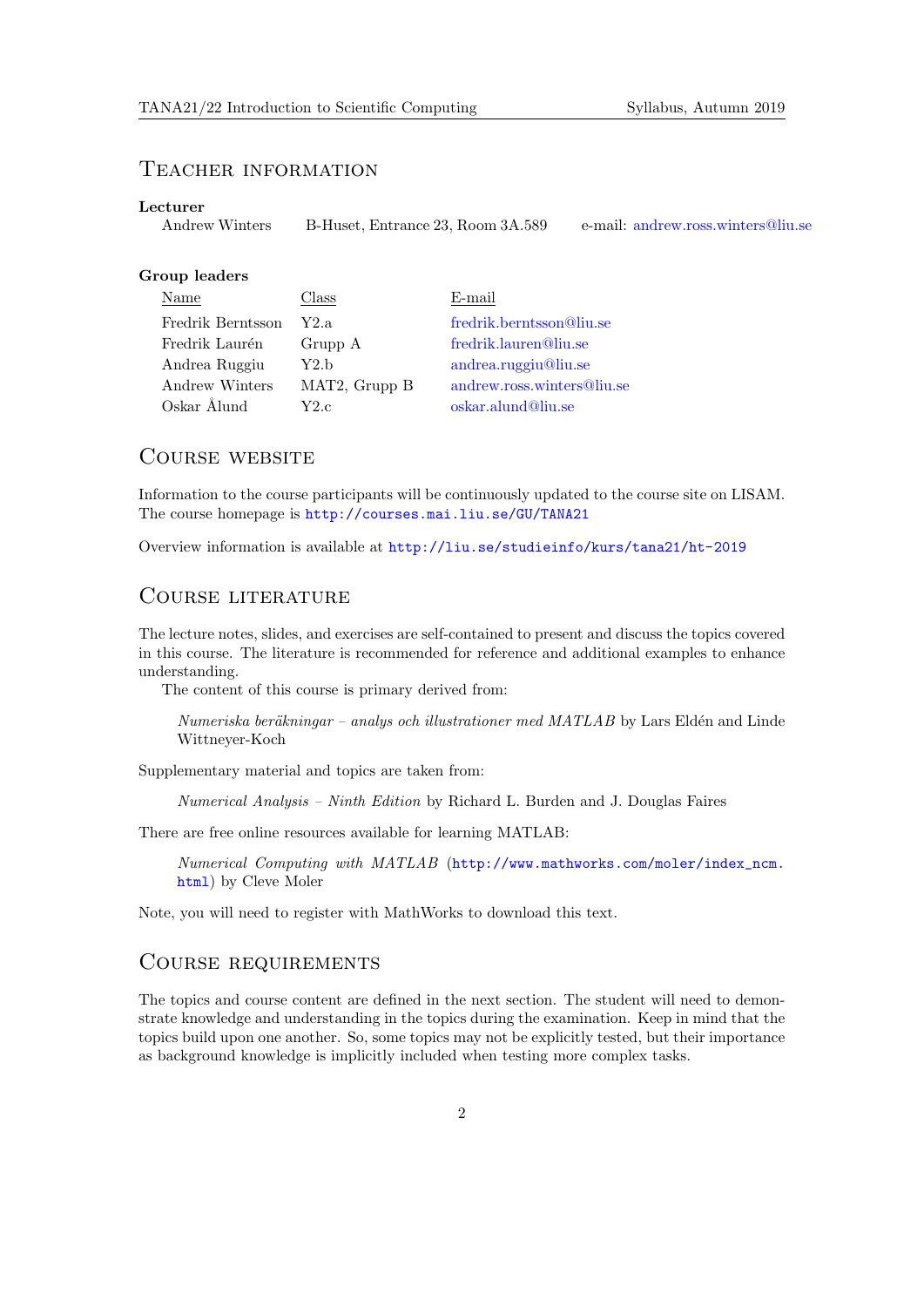## Teacher information

**Lecturer**

Andrew Winters B-Huset, Entrance 23, Room 3A.589 e-mail: andrew.ross.winters@liu.se

**Group leaders**

| Name | Class | E-mail |
|---|---|---|
| Fredrik Berntsson | Y2.a | fredrik.berntsson@liu.se |
| Fredrik Laurén | Grupp A | fredrik.lauren@liu.se |
| Andrea Ruggiu | Y2.b | andrea.ruggiu@liu.se |
| Andrew Winters | MAT2, Grupp B | andrew.ross.winters@liu.se |
| Oskar Ålund | Y2.c | oskar.alund@liu.se |

## Course website

Information to the course participants will be continuously updated to the course site on LISAM. The course homepage is `http://courses.mai.liu.se/GU/TANA21`

Overview information is available at `http://liu.se/studieinfo/kurs/tana21/ht-2019`

## Course literature

The lecture notes, slides, and exercises are self-contained to present and discuss the topics covered in this course. The literature is recommended for reference and additional examples to enhance understanding.

The content of this course is primary derived from:

> *Numeriska beräkningar – analys och illustrationer med MATLAB* by Lars Eldén and Linde Wittneyer-Koch

Supplementary material and topics are taken from:

> *Numerical Analysis – Ninth Edition* by Richard L. Burden and J. Douglas Faires

There are free online resources available for learning MATLAB:

> *Numerical Computing with MATLAB* (`http://www.mathworks.com/moler/index_ncm.html`) by Cleve Moler

Note, you will need to register with MathWorks to download this text.

## Course requirements

The topics and course content are defined in the next section. The student will need to demonstrate knowledge and understanding in the topics during the examination. Keep in mind that the topics build upon one another. So, some topics may not be explicitly tested, but their importance as background knowledge is implicitly included when testing more complex tasks.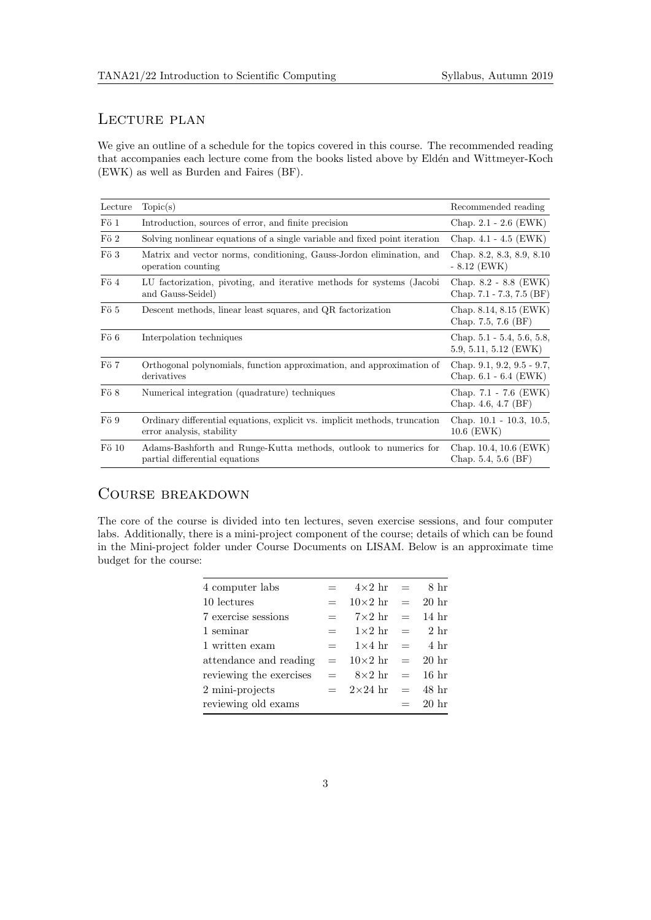## Lecture plan

We give an outline of a schedule for the topics covered in this course. The recommended reading that accompanies each lecture come from the books listed above by Eldén and Wittmeyer-Koch (EWK) as well as Burden and Faires (BF).

| Lecture | Topic(s) | Recommended reading |
|---|---|---|
| Fö 1 | Introduction, sources of error, and finite precision | Chap. 2.1 - 2.6 (EWK) |
| Fö 2 | Solving nonlinear equations of a single variable and fixed point iteration | Chap. 4.1 - 4.5 (EWK) |
| Fö 3 | Matrix and vector norms, conditioning, Gauss-Jordon elimination, and operation counting | Chap. 8.2, 8.3, 8.9, 8.10 - 8.12 (EWK) |
| Fö 4 | LU factorization, pivoting, and iterative methods for systems (Jacobi and Gauss-Seidel) | Chap. 8.2 - 8.8 (EWK) Chap. 7.1 - 7.3, 7.5 (BF) |
| Fö 5 | Descent methods, linear least squares, and QR factorization | Chap. 8.14, 8.15 (EWK) Chap. 7.5, 7.6 (BF) |
| Fö 6 | Interpolation techniques | Chap. 5.1 - 5.4, 5.6, 5.8, 5.9, 5.11, 5.12 (EWK) |
| Fö 7 | Orthogonal polynomials, function approximation, and approximation of derivatives | Chap. 9.1, 9.2, 9.5 - 9.7, Chap. 6.1 - 6.4 (EWK) |
| Fö 8 | Numerical integration (quadrature) techniques | Chap. 7.1 - 7.6 (EWK) Chap. 4.6, 4.7 (BF) |
| Fö 9 | Ordinary differential equations, explicit vs. implicit methods, truncation error analysis, stability | Chap. 10.1 - 10.3, 10.5, 10.6 (EWK) |
| Fö 10 | Adams-Bashforth and Runge-Kutta methods, outlook to numerics for partial differential equations | Chap. 10.4, 10.6 (EWK) Chap. 5.4, 5.6 (BF) |

## Course breakdown

The core of the course is divided into ten lectures, seven exercise sessions, and four computer labs. Additionally, there is a mini-project component of the course; details of which can be found in the Mini-project folder under Course Documents on LISAM. Below is an approximate time budget for the course:

| | | | | |
|---|---|---|---|---|
| 4 computer labs | = | 4×2 hr | = | 8 hr |
| 10 lectures | = | 10×2 hr | = | 20 hr |
| 7 exercise sessions | = | 7×2 hr | = | 14 hr |
| 1 seminar | = | 1×2 hr | = | 2 hr |
| 1 written exam | = | 1×4 hr | = | 4 hr |
| attendance and reading | = | 10×2 hr | = | 20 hr |
| reviewing the exercises | = | 8×2 hr | = | 16 hr |
| 2 mini-projects | = | 2×24 hr | = | 48 hr |
| reviewing old exams | | | = | 20 hr |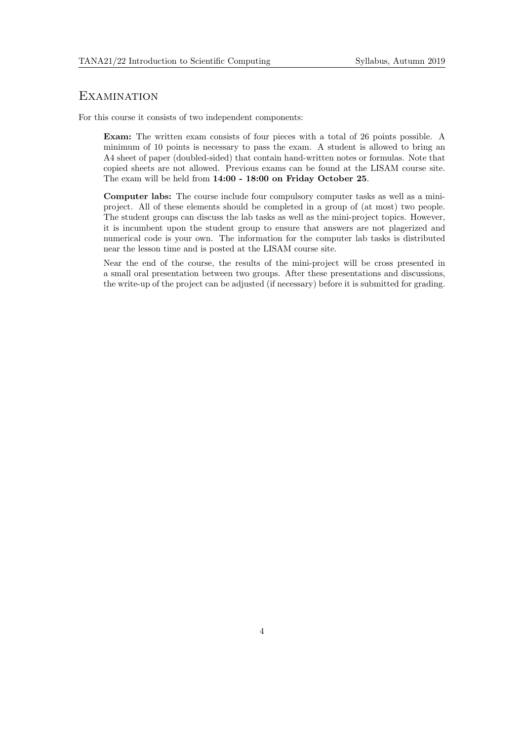# Examination

For this course it consists of two independent components:

**Exam:** The written exam consists of four pieces with a total of 26 points possible. A minimum of 10 points is necessary to pass the exam. A student is allowed to bring an A4 sheet of paper (doubled-sided) that contain hand-written notes or formulas. Note that copied sheets are not allowed. Previous exams can be found at the LISAM course site. The exam will be held from **14:00 - 18:00 on Friday October 25**.

**Computer labs:** The course include four compulsory computer tasks as well as a mini-project. All of these elements should be completed in a group of (at most) two people. The student groups can discuss the lab tasks as well as the mini-project topics. However, it is incumbent upon the student group to ensure that answers are not plagerized and numerical code is your own. The information for the computer lab tasks is distributed near the lesson time and is posted at the LISAM course site.

Near the end of the course, the results of the mini-project will be cross presented in a small oral presentation between two groups. After these presentations and discussions, the write-up of the project can be adjusted (if necessary) before it is submitted for grading.